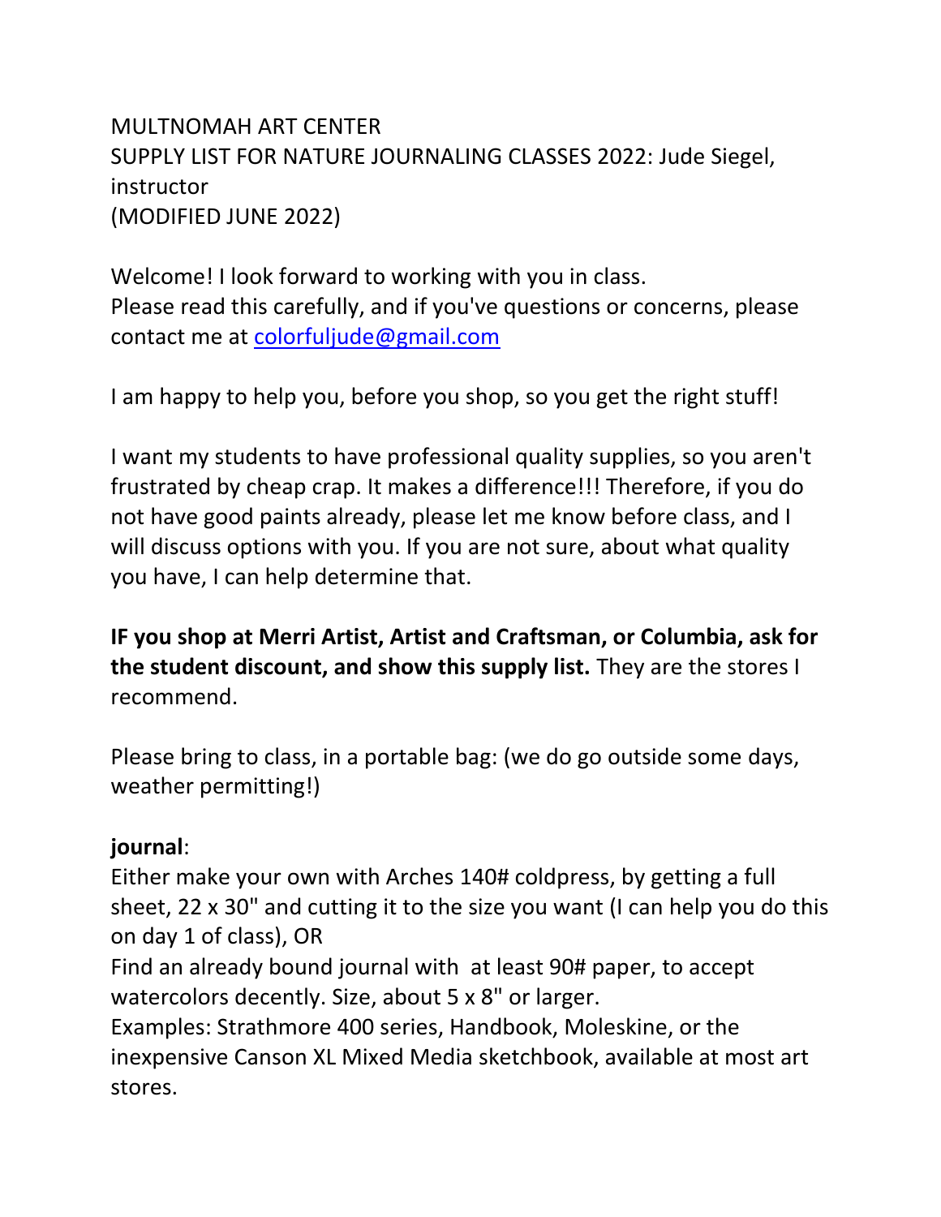MULTNOMAH ART CENTER
SUPPLY LIST FOR NATURE JOURNALING CLASSES 2022: Jude Siegel, instructor
(MODIFIED JUNE 2022)

Welcome! I look forward to working with you in class.
Please read this carefully, and if you've questions or concerns, please contact me at [colorfuljude@gmail.com](mailto:colorfuljude@gmail.com)

I am happy to help you, before you shop, so you get the right stuff!

I want my students to have professional quality supplies, so you aren't frustrated by cheap crap. It makes a difference!!! Therefore, if you do not have good paints already, please let me know before class, and I will discuss options with you. If you are not sure, about what quality you have, I can help determine that.

**IF you shop at Merri Artist, Artist and Craftsman, or Columbia, ask for the student discount, and show this supply list.** They are the stores I recommend.

Please bring to class, in a portable bag: (we do go outside some days, weather permitting!)

**journal**:
Either make your own with Arches 140# coldpress, by getting a full sheet, 22 x 30" and cutting it to the size you want (I can help you do this on day 1 of class), OR
Find an already bound journal with at least 90# paper, to accept watercolors decently. Size, about 5 x 8" or larger.
Examples: Strathmore 400 series, Handbook, Moleskine, or the inexpensive Canson XL Mixed Media sketchbook, available at most art stores.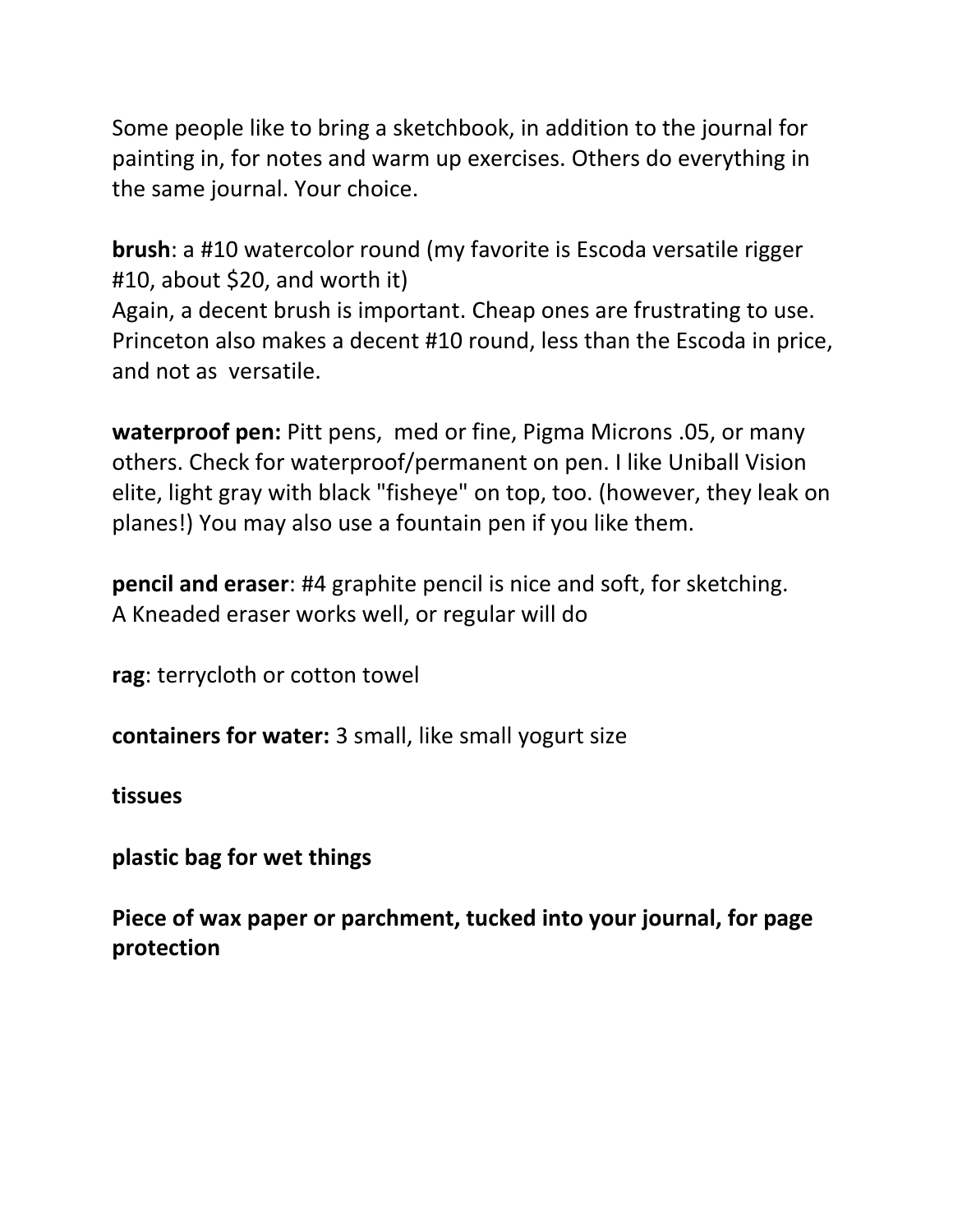Some people like to bring a sketchbook, in addition to the journal for painting in, for notes and warm up exercises. Others do everything in the same journal. Your choice.

**brush**: a #10 watercolor round (my favorite is Escoda versatile rigger #10, about $20, and worth it)
Again, a decent brush is important. Cheap ones are frustrating to use. Princeton also makes a decent #10 round, less than the Escoda in price, and not as versatile.

**waterproof pen:** Pitt pens, med or fine, Pigma Microns .05, or many others. Check for waterproof/permanent on pen. I like Uniball Vision elite, light gray with black "fisheye" on top, too. (however, they leak on planes!) You may also use a fountain pen if you like them.

**pencil and eraser**: #4 graphite pencil is nice and soft, for sketching.
A Kneaded eraser works well, or regular will do

**rag**: terrycloth or cotton towel

**containers for water:** 3 small, like small yogurt size

**tissues**

**plastic bag for wet things**

**Piece of wax paper or parchment, tucked into your journal, for page protection**